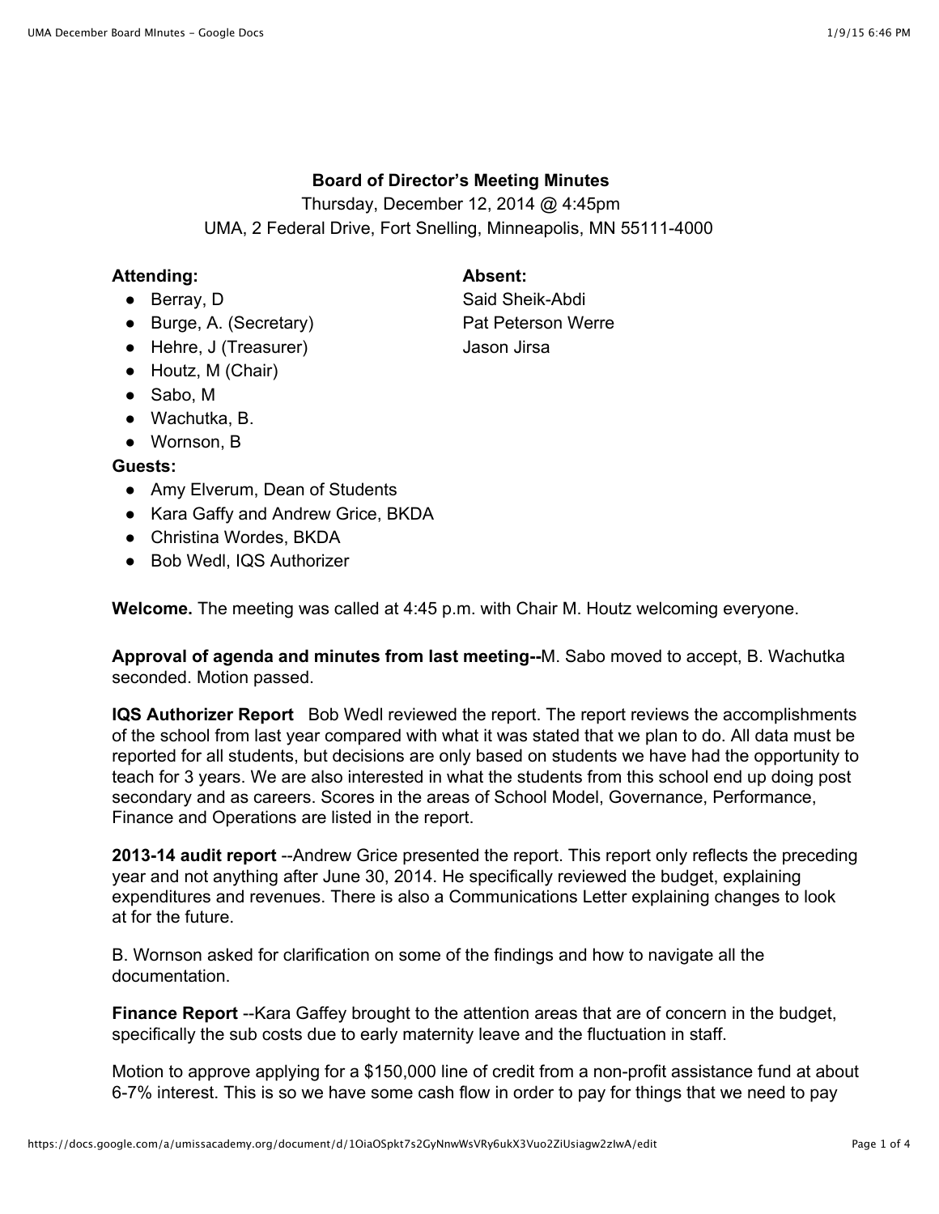**Board of Director's Meeting Minutes**

Thursday, December 12, 2014 @ 4:45pm

UMA, 2 Federal Drive, Fort Snelling, Minneapolis, MN 55111-4000

**Attending:**

- Berray, D
- Burge, A. (Secretary)
- Hehre, J (Treasurer)
- Houtz, M (Chair)
- Sabo, M
- Wachutka, B.
- Wornson, B

**Absent:**

Said Sheik-Abdi

Pat Peterson Werre

Jason Jirsa

**Guests:**

- Amy Elverum, Dean of Students
- Kara Gaffy and Andrew Grice, BKDA
- Christina Wordes, BKDA
- Bob Wedl, IQS Authorizer

**Welcome.** The meeting was called at 4:45 p.m. with Chair M. Houtz welcoming everyone.

**Approval of agenda and minutes from last meeting--**M. Sabo moved to accept, B. Wachutka seconded. Motion passed.

**IQS Authorizer Report** Bob Wedl reviewed the report. The report reviews the accomplishments of the school from last year compared with what it was stated that we plan to do. All data must be reported for all students, but decisions are only based on students we have had the opportunity to teach for 3 years. We are also interested in what the students from this school end up doing post secondary and as careers. Scores in the areas of School Model, Governance, Performance, Finance and Operations are listed in the report.

**2013-14 audit report** --Andrew Grice presented the report. This report only reflects the preceding year and not anything after June 30, 2014. He specifically reviewed the budget, explaining expenditures and revenues. There is also a Communications Letter explaining changes to look at for the future.

B. Wornson asked for clarification on some of the findings and how to navigate all the documentation.

**Finance Report** --Kara Gaffey brought to the attention areas that are of concern in the budget, specifically the sub costs due to early maternity leave and the fluctuation in staff.

Motion to approve applying for a $150,000 line of credit from a non-profit assistance fund at about 6-7% interest. This is so we have some cash flow in order to pay for things that we need to pay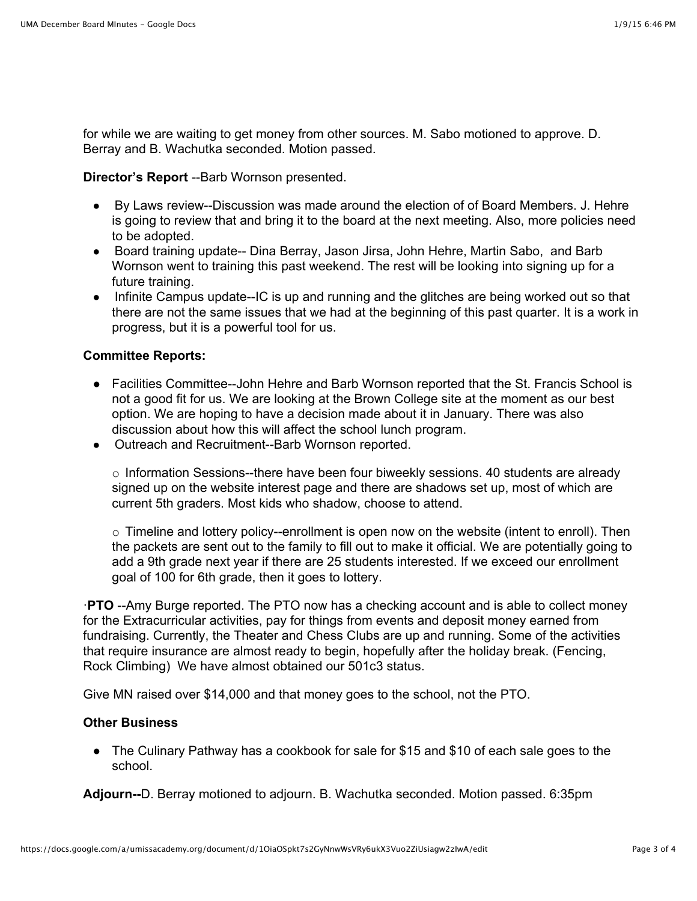for while we are waiting to get money from other sources. M. Sabo motioned to approve. D. Berray and B. Wachutka seconded. Motion passed.

**Director's Report** --Barb Wornson presented.

- By Laws review--Discussion was made around the election of of Board Members. J. Hehre is going to review that and bring it to the board at the next meeting. Also, more policies need to be adopted.
- Board training update-- Dina Berray, Jason Jirsa, John Hehre, Martin Sabo, and Barb Wornson went to training this past weekend. The rest will be looking into signing up for a future training.
- Infinite Campus update--IC is up and running and the glitches are being worked out so that there are not the same issues that we had at the beginning of this past quarter. It is a work in progress, but it is a powerful tool for us.

**Committee Reports:**

- Facilities Committee--John Hehre and Barb Wornson reported that the St. Francis School is not a good fit for us. We are looking at the Brown College site at the moment as our best option. We are hoping to have a decision made about it in January. There was also discussion about how this will affect the school lunch program.
- Outreach and Recruitment--Barb Wornson reported.

  ○ Information Sessions--there have been four biweekly sessions. 40 students are already signed up on the website interest page and there are shadows set up, most of which are current 5th graders. Most kids who shadow, choose to attend.

  ○ Timeline and lottery policy--enrollment is open now on the website (intent to enroll). Then the packets are sent out to the family to fill out to make it official. We are potentially going to add a 9th grade next year if there are 25 students interested. If we exceed our enrollment goal of 100 for 6th grade, then it goes to lottery.

·**PTO** --Amy Burge reported. The PTO now has a checking account and is able to collect money for the Extracurricular activities, pay for things from events and deposit money earned from fundraising. Currently, the Theater and Chess Clubs are up and running. Some of the activities that require insurance are almost ready to begin, hopefully after the holiday break. (Fencing, Rock Climbing) We have almost obtained our 501c3 status.

Give MN raised over $14,000 and that money goes to the school, not the PTO.

**Other Business**

- The Culinary Pathway has a cookbook for sale for $15 and $10 of each sale goes to the school.

**Adjourn--**D. Berray motioned to adjourn. B. Wachutka seconded. Motion passed. 6:35pm